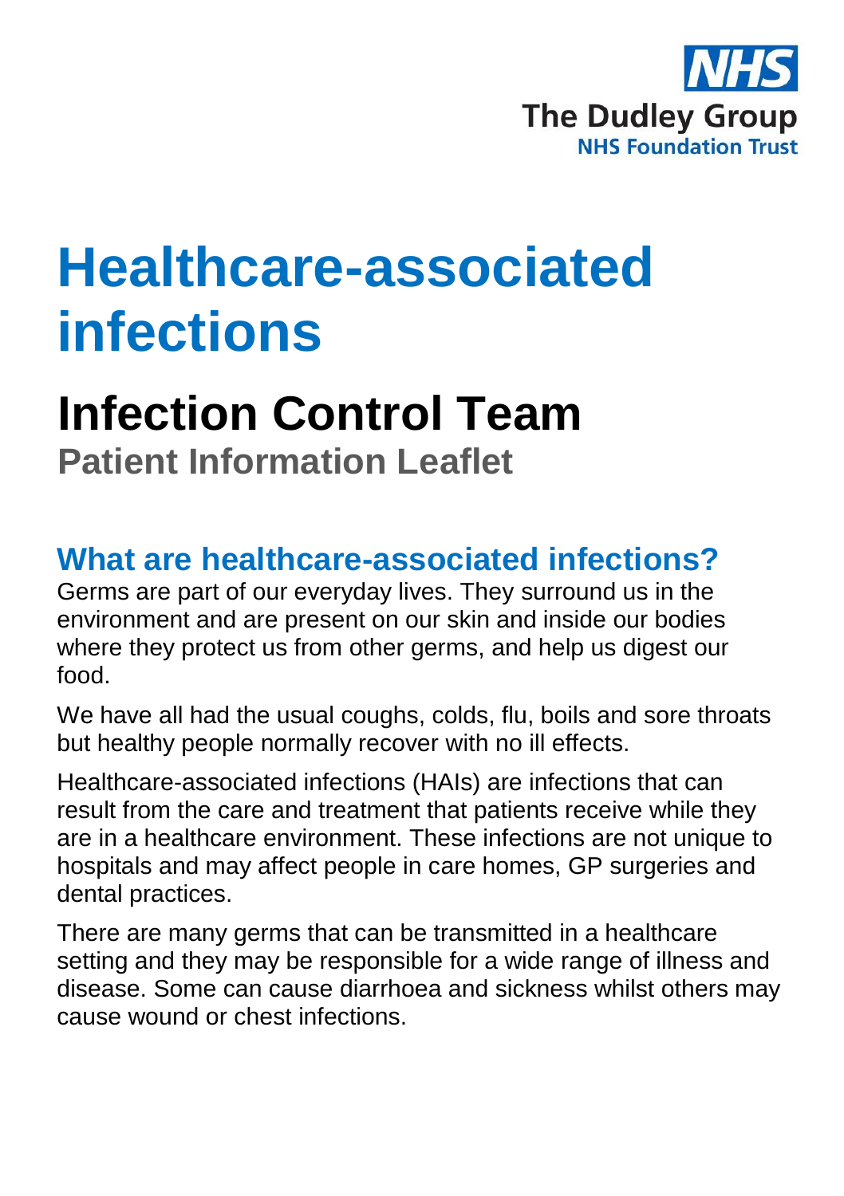NHS
The Dudley Group
NHS Foundation Trust

# Healthcare-associated infections

## Infection Control Team

**Patient Information Leaflet**

## What are healthcare-associated infections?

Germs are part of our everyday lives. They surround us in the environment and are present on our skin and inside our bodies where they protect us from other germs, and help us digest our food.

We have all had the usual coughs, colds, flu, boils and sore throats but healthy people normally recover with no ill effects.

Healthcare-associated infections (HAIs) are infections that can result from the care and treatment that patients receive while they are in a healthcare environment. These infections are not unique to hospitals and may affect people in care homes, GP surgeries and dental practices.

There are many germs that can be transmitted in a healthcare setting and they may be responsible for a wide range of illness and disease. Some can cause diarrhoea and sickness whilst others may cause wound or chest infections.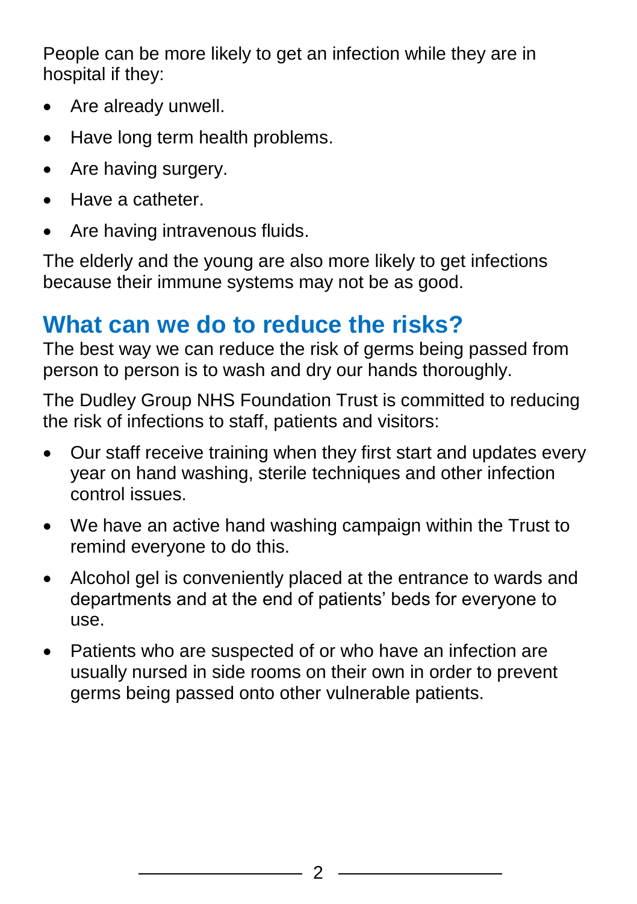People can be more likely to get an infection while they are in hospital if they:

- Are already unwell.
- Have long term health problems.
- Are having surgery.
- Have a catheter.
- Are having intravenous fluids.

The elderly and the young are also more likely to get infections because their immune systems may not be as good.

## What can we do to reduce the risks?

The best way we can reduce the risk of germs being passed from person to person is to wash and dry our hands thoroughly.

The Dudley Group NHS Foundation Trust is committed to reducing the risk of infections to staff, patients and visitors:

- Our staff receive training when they first start and updates every year on hand washing, sterile techniques and other infection control issues.
- We have an active hand washing campaign within the Trust to remind everyone to do this.
- Alcohol gel is conveniently placed at the entrance to wards and departments and at the end of patients' beds for everyone to use.
- Patients who are suspected of or who have an infection are usually nursed in side rooms on their own in order to prevent germs being passed onto other vulnerable patients.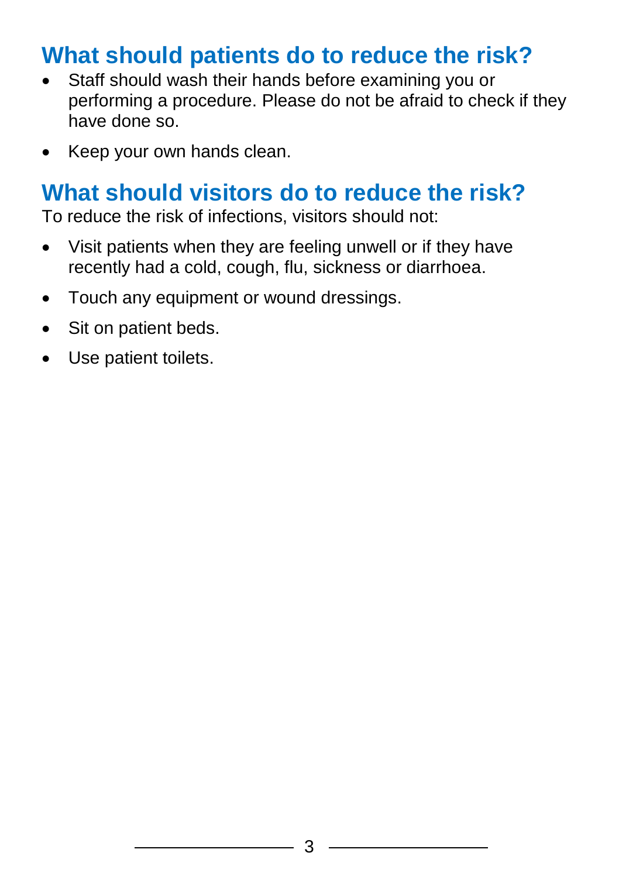## What should patients do to reduce the risk?

- Staff should wash their hands before examining you or performing a procedure. Please do not be afraid to check if they have done so.
- Keep your own hands clean.

## What should visitors do to reduce the risk?

To reduce the risk of infections, visitors should not:

- Visit patients when they are feeling unwell or if they have recently had a cold, cough, flu, sickness or diarrhoea.
- Touch any equipment or wound dressings.
- Sit on patient beds.
- Use patient toilets.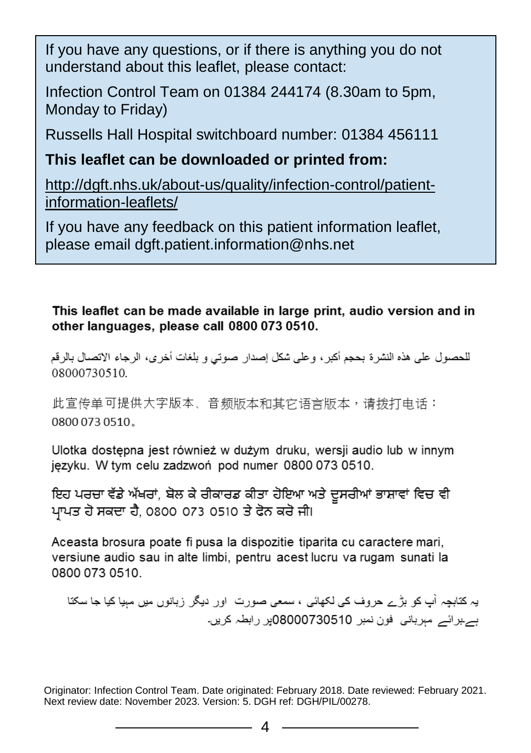If you have any questions, or if there is anything you do not understand about this leaflet, please contact:

Infection Control Team on 01384 244174 (8.30am to 5pm, Monday to Friday)

Russells Hall Hospital switchboard number: 01384 456111

**This leaflet can be downloaded or printed from:**

http://dgft.nhs.uk/about-us/quality/infection-control/patient-information-leaflets/

If you have any feedback on this patient information leaflet, please email dgft.patient.information@nhs.net

**This leaflet can be made available in large print, audio version and in other languages, please call 0800 073 0510.**

للحصول على هذه النشرة بحجم أكبر، وعلى شكل إصدار صوتي و بلغات أخرى، الرجاء الاتصال بالرقم 08000730510.

此宣传单可提供大字版本、音频版本和其它语言版本，请拨打电话：0800 073 0510。

Ulotka dostępna jest również w dużym druku, wersji audio lub w innym języku. W tym celu zadzwoń pod numer 0800 073 0510.

ਇਹ ਪਰਚਾ ਵੱਡੇ ਅੱਖਰਾਂ, ਬੋਲ ਕੇ ਰੀਕਾਰਡ ਕੀਤਾ ਹੋਇਆ ਅਤੇ ਦੂਸਰੀਆਂ ਭਾਸ਼ਾਵਾਂ ਵਿਚ ਵੀ ਪ੍ਰਾਪਤ ਹੋ ਸਕਦਾ ਹੈ, 0800 073 0510 ਤੇ ਫੋਨ ਕਰੋ ਜੀ।

Aceasta brosura poate fi pusa la dispozitie tiparita cu caractere mari, versiune audio sau in alte limbi, pentru acest lucru va rugam sunati la 0800 073 0510.

یہ کتابچہ آپ کو بڑے حروف کی لکھائی ، سمعی صورت اور دیگر زبانوں میں مہیا کیا جا سکتا ہے۔برائے مہربانی فون نمبر 08000730510پر رابطہ کریں۔

Originator: Infection Control Team. Date originated: February 2018. Date reviewed: February 2021. Next review date: November 2023. Version: 5. DGH ref: DGH/PIL/00278.